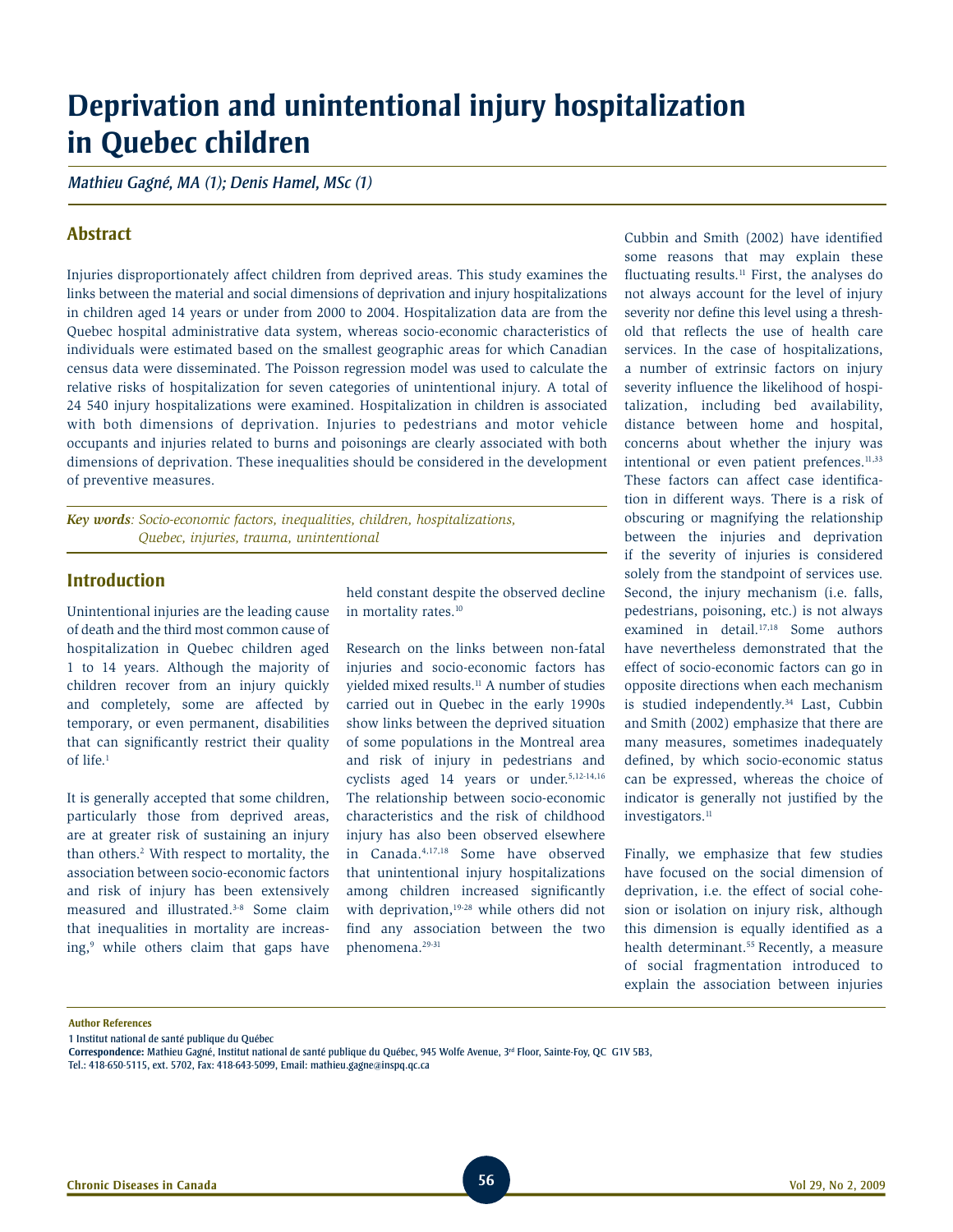# Deprivation and unintentional injury hospitalization in Quebec children

*Mathieu Gagné, MA (1); Denis Hamel, MSc (1)*

## Abstract

Injuries disproportionately affect children from deprived areas. This study examines the links between the material and social dimensions of deprivation and injury hospitalizations in children aged 14 years or under from 2000 to 2004. Hospitalization data are from the Quebec hospital administrative data system, whereas socio-economic characteristics of individuals were estimated based on the smallest geographic areas for which Canadian census data were disseminated. The Poisson regression model was used to calculate the relative risks of hospitalization for seven categories of unintentional injury. A total of 24 540 injury hospitalizations were examined. Hospitalization in children is associated with both dimensions of deprivation. Injuries to pedestrians and motor vehicle occupants and injuries related to burns and poisonings are clearly associated with both dimensions of deprivation. These inequalities should be considered in the development of preventive measures.

***Key words**: Socio-economic factors, inequalities, children, hospitalizations, Quebec, injuries, trauma, unintentional*

## Introduction

Unintentional injuries are the leading cause of death and the third most common cause of hospitalization in Quebec children aged 1 to 14 years. Although the majority of children recover from an injury quickly and completely, some are affected by temporary, or even permanent, disabilities that can significantly restrict their quality of life.[1]

It is generally accepted that some children, particularly those from deprived areas, are at greater risk of sustaining an injury than others.[2] With respect to mortality, the association between socio-economic factors and risk of injury has been extensively measured and illustrated.[3-8] Some claim that inequalities in mortality are increasing,[9] while others claim that gaps have held constant despite the observed decline in mortality rates.[10]

Research on the links between non-fatal injuries and socio-economic factors has yielded mixed results.[11] A number of studies carried out in Quebec in the early 1990s show links between the deprived situation of some populations in the Montreal area and risk of injury in pedestrians and cyclists aged 14 years or under.[5,12-14,16] The relationship between socio-economic characteristics and the risk of childhood injury has also been observed elsewhere in Canada.[4,17,18] Some have observed that unintentional injury hospitalizations among children increased significantly with deprivation,[19-28] while others did not find any association between the two phenomena.[29-31]

Cubbin and Smith (2002) have identified some reasons that may explain these fluctuating results.[11] First, the analyses do not always account for the level of injury severity nor define this level using a threshold that reflects the use of health care services. In the case of hospitalizations, a number of extrinsic factors on injury severity influence the likelihood of hospitalization, including bed availability, distance between home and hospital, concerns about whether the injury was intentional or even patient prefences.[11,33] These factors can affect case identification in different ways. There is a risk of obscuring or magnifying the relationship between the injuries and deprivation if the severity of injuries is considered solely from the standpoint of services use. Second, the injury mechanism (i.e. falls, pedestrians, poisoning, etc.) is not always examined in detail.[17,18] Some authors have nevertheless demonstrated that the effect of socio-economic factors can go in opposite directions when each mechanism is studied independently.[34] Last, Cubbin and Smith (2002) emphasize that there are many measures, sometimes inadequately defined, by which socio-economic status can be expressed, whereas the choice of indicator is generally not justified by the investigators.[11]

Finally, we emphasize that few studies have focused on the social dimension of deprivation, i.e. the effect of social cohesion or isolation on injury risk, although this dimension is equally identified as a health determinant.[55] Recently, a measure of social fragmentation introduced to explain the association between injuries

**Author References**

1 Institut national de santé publique du Québec

**Correspondence:** Mathieu Gagné, Institut national de santé publique du Québec, 945 Wolfe Avenue, 3rd Floor, Sainte-Foy, QC G1V 5B3, Tel.: 418-650-5115, ext. 5702, Fax: 418-643-5099, Email: mathieu.gagne@inspq.qc.ca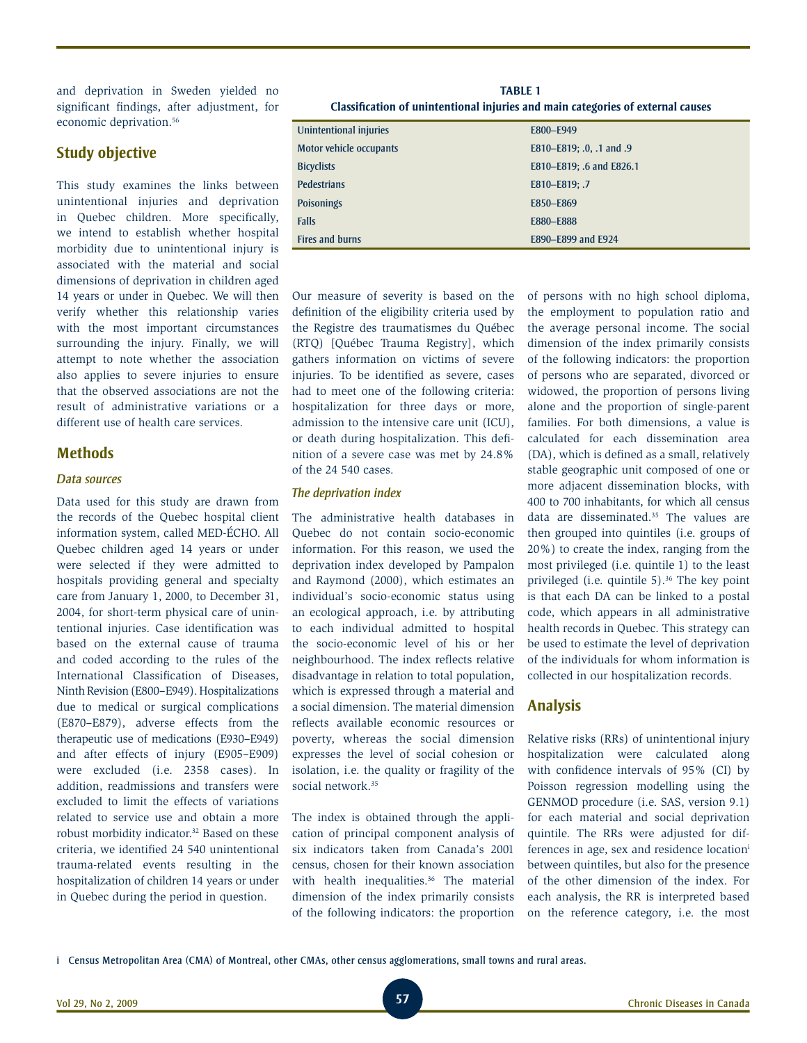and deprivation in Sweden yielded no significant findings, after adjustment, for economic deprivation.[56]

## Study objective

This study examines the links between unintentional injuries and deprivation in Quebec children. More specifically, we intend to establish whether hospital morbidity due to unintentional injury is associated with the material and social dimensions of deprivation in children aged 14 years or under in Quebec. We will then verify whether this relationship varies with the most important circumstances surrounding the injury. Finally, we will attempt to note whether the association also applies to severe injuries to ensure that the observed associations are not the result of administrative variations or a different use of health care services.

## Methods

### *Data sources*

Data used for this study are drawn from the records of the Quebec hospital client information system, called MED-ÉCHO. All Quebec children aged 14 years or under were selected if they were admitted to hospitals providing general and specialty care from January 1, 2000, to December 31, 2004, for short-term physical care of unintentional injuries. Case identification was based on the external cause of trauma and coded according to the rules of the International Classification of Diseases, Ninth Revision (E800–E949). Hospitalizations due to medical or surgical complications (E870–E879), adverse effects from the therapeutic use of medications (E930–E949) and after effects of injury (E905–E909) were excluded (i.e. 2358 cases). In addition, readmissions and transfers were excluded to limit the effects of variations related to service use and obtain a more robust morbidity indicator.[32] Based on these criteria, we identified 24 540 unintentional trauma-related events resulting in the hospitalization of children 14 years or under in Quebec during the period in question.

**TABLE 1**
**Classification of unintentional injuries and main categories of external causes**

| | |
|---|---|
| Unintentional injuries | E800–E949 |
| Motor vehicle occupants | E810–E819; .0, .1 and .9 |
| Bicyclists | E810–E819; .6 and E826.1 |
| Pedestrians | E810–E819; .7 |
| Poisonings | E850–E869 |
| Falls | E880–E888 |
| Fires and burns | E890–E899 and E924 |

Our measure of severity is based on the definition of the eligibility criteria used by the Registre des traumatismes du Québec (RTQ) [Québec Trauma Registry], which gathers information on victims of severe injuries. To be identified as severe, cases had to meet one of the following criteria: hospitalization for three days or more, admission to the intensive care unit (ICU), or death during hospitalization. This definition of a severe case was met by 24.8% of the 24 540 cases.

### *The deprivation index*

The administrative health databases in Quebec do not contain socio-economic information. For this reason, we used the deprivation index developed by Pampalon and Raymond (2000), which estimates an individual's socio-economic status using an ecological approach, i.e. by attributing to each individual admitted to hospital the socio-economic level of his or her neighbourhood. The index reflects relative disadvantage in relation to total population, which is expressed through a material and a social dimension. The material dimension reflects available economic resources or poverty, whereas the social dimension expresses the level of social cohesion or isolation, i.e. the quality or fragility of the social network.[35]

The index is obtained through the application of principal component analysis of six indicators taken from Canada's 2001 census, chosen for their known association with health inequalities.[36] The material dimension of the index primarily consists of the following indicators: the proportion of persons with no high school diploma, the employment to population ratio and the average personal income. The social dimension of the index primarily consists of the following indicators: the proportion of persons who are separated, divorced or widowed, the proportion of persons living alone and the proportion of single-parent families. For both dimensions, a value is calculated for each dissemination area (DA), which is defined as a small, relatively stable geographic unit composed of one or more adjacent dissemination blocks, with 400 to 700 inhabitants, for which all census data are disseminated.[35] The values are then grouped into quintiles (i.e. groups of 20%) to create the index, ranging from the most privileged (i.e. quintile 1) to the least privileged (i.e. quintile 5).[36] The key point is that each DA can be linked to a postal code, which appears in all administrative health records in Quebec. This strategy can be used to estimate the level of deprivation of the individuals for whom information is collected in our hospitalization records.

## Analysis

Relative risks (RRs) of unintentional injury hospitalization were calculated along with confidence intervals of 95% (CI) by Poisson regression modelling using the GENMOD procedure (i.e. SAS, version 9.1) for each material and social deprivation quintile. The RRs were adjusted for differences in age, sex and residence location[i] between quintiles, but also for the presence of the other dimension of the index. For each analysis, the RR is interpreted based on the reference category, i.e. the most

i Census Metropolitan Area (CMA) of Montreal, other CMAs, other census agglomerations, small towns and rural areas.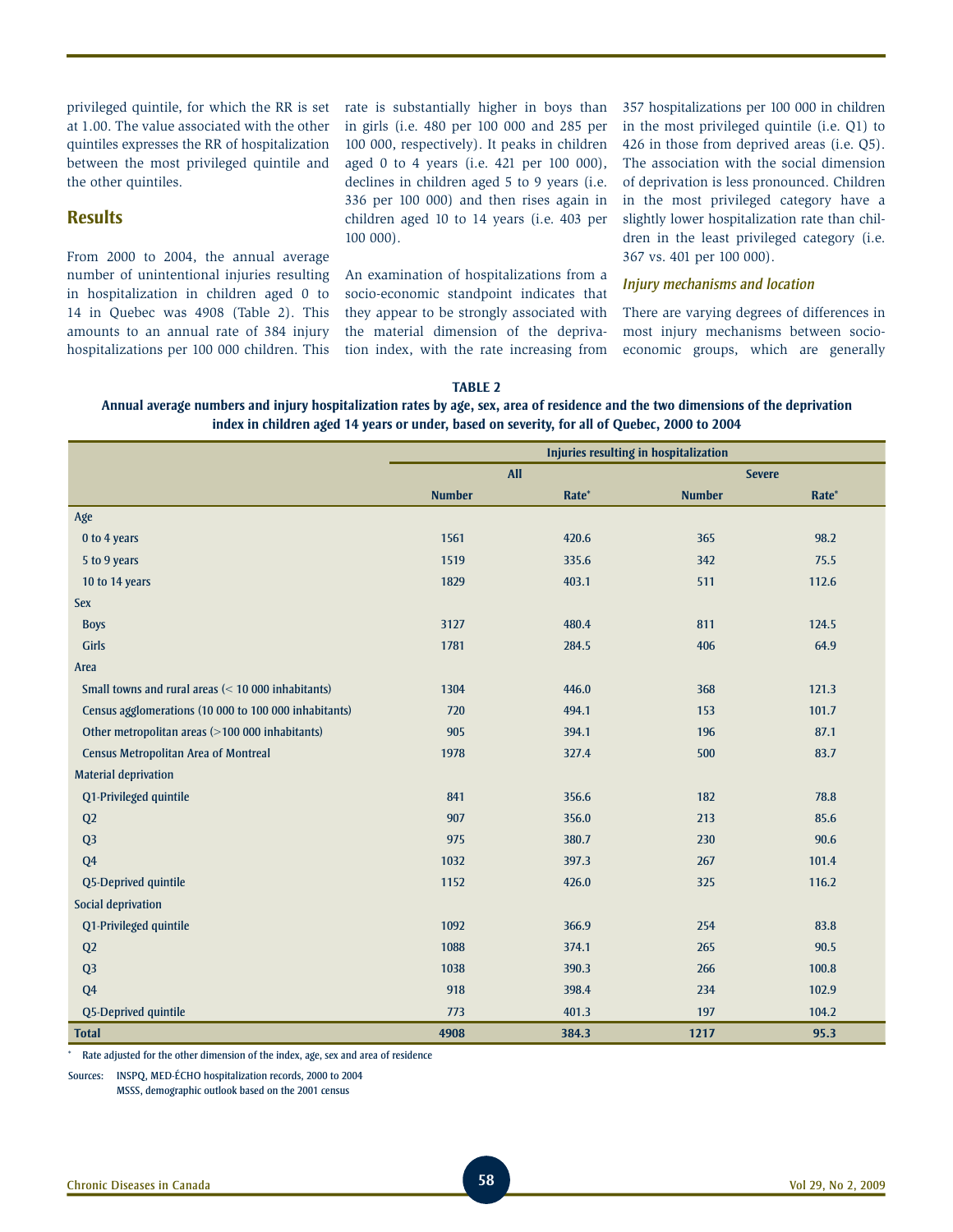privileged quintile, for which the RR is set at 1.00. The value associated with the other quintiles expresses the RR of hospitalization between the most privileged quintile and the other quintiles.

## Results

From 2000 to 2004, the annual average number of unintentional injuries resulting in hospitalization in children aged 0 to 14 in Quebec was 4908 (Table 2). This amounts to an annual rate of 384 injury hospitalizations per 100 000 children. This rate is substantially higher in boys than in girls (i.e. 480 per 100 000 and 285 per 100 000, respectively). It peaks in children aged 0 to 4 years (i.e. 421 per 100 000), declines in children aged 5 to 9 years (i.e. 336 per 100 000) and then rises again in children aged 10 to 14 years (i.e. 403 per 100 000).

An examination of hospitalizations from a socio-economic standpoint indicates that they appear to be strongly associated with the material dimension of the deprivation index, with the rate increasing from 357 hospitalizations per 100 000 in children in the most privileged quintile (i.e. Q1) to 426 in those from deprived areas (i.e. Q5). The association with the social dimension of deprivation is less pronounced. Children in the most privileged category have a slightly lower hospitalization rate than children in the least privileged category (i.e. 367 vs. 401 per 100 000).

### *Injury mechanisms and location*

There are varying degrees of differences in most injury mechanisms between socio-economic groups, which are generally

**TABLE 2**

**Annual average numbers and injury hospitalization rates by age, sex, area of residence and the two dimensions of the deprivation index in children aged 14 years or under, based on severity, for all of Quebec, 2000 to 2004**

| | Injuries resulting in hospitalization | | | |
|---|---|---|---|---|
| | All | | Severe | |
| | Number | Rate* | Number | Rate* |
| **Age** | | | | |
| 0 to 4 years | 1561 | 420.6 | 365 | 98.2 |
| 5 to 9 years | 1519 | 335.6 | 342 | 75.5 |
| 10 to 14 years | 1829 | 403.1 | 511 | 112.6 |
| **Sex** | | | | |
| Boys | 3127 | 480.4 | 811 | 124.5 |
| Girls | 1781 | 284.5 | 406 | 64.9 |
| **Area** | | | | |
| Small towns and rural areas (< 10 000 inhabitants) | 1304 | 446.0 | 368 | 121.3 |
| Census agglomerations (10 000 to 100 000 inhabitants) | 720 | 494.1 | 153 | 101.7 |
| Other metropolitan areas (>100 000 inhabitants) | 905 | 394.1 | 196 | 87.1 |
| Census Metropolitan Area of Montreal | 1978 | 327.4 | 500 | 83.7 |
| **Material deprivation** | | | | |
| Q1-Privileged quintile | 841 | 356.6 | 182 | 78.8 |
| Q2 | 907 | 356.0 | 213 | 85.6 |
| Q3 | 975 | 380.7 | 230 | 90.6 |
| Q4 | 1032 | 397.3 | 267 | 101.4 |
| Q5-Deprived quintile | 1152 | 426.0 | 325 | 116.2 |
| **Social deprivation** | | | | |
| Q1-Privileged quintile | 1092 | 366.9 | 254 | 83.8 |
| Q2 | 1088 | 374.1 | 265 | 90.5 |
| Q3 | 1038 | 390.3 | 266 | 100.8 |
| Q4 | 918 | 398.4 | 234 | 102.9 |
| Q5-Deprived quintile | 773 | 401.3 | 197 | 104.2 |
| **Total** | **4908** | **384.3** | **1217** | **95.3** |

\* Rate adjusted for the other dimension of the index, age, sex and area of residence

Sources: INSPQ, MED-ÉCHO hospitalization records, 2000 to 2004
MSSS, demographic outlook based on the 2001 census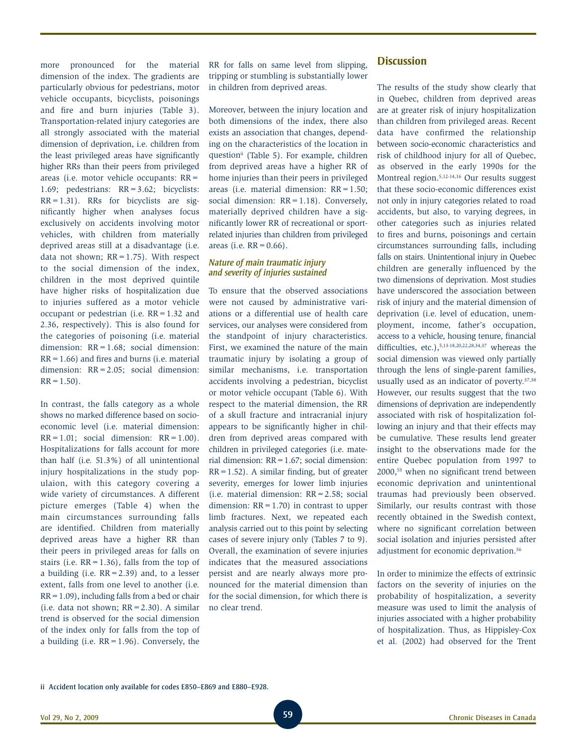more pronounced for the material dimension of the index. The gradients are particularly obvious for pedestrians, motor vehicle occupants, bicyclists, poisonings and fire and burn injuries (Table 3). Transportation-related injury categories are all strongly associated with the material dimension of deprivation, i.e. children from the least privileged areas have significantly higher RRs than their peers from privileged areas (i.e. motor vehicle occupants: RR = 1.69; pedestrians: RR = 3.62; bicyclists: RR = 1.31). RRs for bicyclists are significantly higher when analyses focus exclusively on accidents involving motor vehicles, with children from materially deprived areas still at a disadvantage (i.e. data not shown; RR = 1.75). With respect to the social dimension of the index, children in the most deprived quintile have higher risks of hospitalization due to injuries suffered as a motor vehicle occupant or pedestrian (i.e. RR = 1.32 and 2.36, respectively). This is also found for the categories of poisoning (i.e. material dimension: RR = 1.68; social dimension: RR = 1.66) and fires and burns (i.e. material dimension: RR = 2.05; social dimension: RR = 1.50).

In contrast, the falls category as a whole shows no marked difference based on socioeconomic level (i.e. material dimension: RR = 1.01; social dimension: RR = 1.00). Hospitalizations for falls account for more than half (i.e. 51.3%) of all unintentional injury hospitalizations in the study populaion, with this category covering a wide variety of circumstances. A different picture emerges (Table 4) when the main circumstances surrounding falls are identified. Children from materially deprived areas have a higher RR than their peers in privileged areas for falls on stairs (i.e. RR = 1.36), falls from the top of a building (i.e. RR = 2.39) and, to a lesser extent, falls from one level to another (i.e. RR = 1.09), including falls from a bed or chair (i.e. data not shown; RR = 2.30). A similar trend is observed for the social dimension of the index only for falls from the top of a building (i.e. RR = 1.96). Conversely, the RR for falls on same level from slipping, tripping or stumbling is substantially lower in children from deprived areas.

Moreover, between the injury location and both dimensions of the index, there also exists an association that changes, depending on the characteristics of the location in question[ii] (Table 5). For example, children from deprived areas have a higher RR of home injuries than their peers in privileged areas (i.e. material dimension: RR = 1.50; social dimension: RR = 1.18). Conversely, materially deprived children have a significantly lower RR of recreational or sport-related injuries than children from privileged areas (i.e. RR = 0.66).

### *Nature of main traumatic injury and severity of injuries sustained*

To ensure that the observed associations were not caused by administrative variations or a differential use of health care services, our analyses were considered from the standpoint of injury characteristics. First, we examined the nature of the main traumatic injury by isolating a group of similar mechanisms, i.e. transportation accidents involving a pedestrian, bicyclist or motor vehicle occupant (Table 6). With respect to the material dimension, the RR of a skull fracture and intracranial injury appears to be significantly higher in children from deprived areas compared with children in privileged categories (i.e. material dimension: RR = 1.67; social dimension: RR = 1.52). A similar finding, but of greater severity, emerges for lower limb injuries (i.e. material dimension: RR = 2.58; social dimension: RR = 1.70) in contrast to upper limb fractures. Next, we repeated each analysis carried out to this point by selecting cases of severe injury only (Tables 7 to 9). Overall, the examination of severe injuries indicates that the measured associations persist and are nearly always more pronounced for the material dimension than for the social dimension, for which there is no clear trend.

## Discussion

The results of the study show clearly that in Quebec, children from deprived areas are at greater risk of injury hospitalization than children from privileged areas. Recent data have confirmed the relationship between socio-economic characteristics and risk of childhood injury for all of Quebec, as observed in the early 1990s for the Montreal region.[5,12-14,16] Our results suggest that these socio-economic differences exist not only in injury categories related to road accidents, but also, to varying degrees, in other categories such as injuries related to fires and burns, poisonings and certain circumstances surrounding falls, including falls on stairs. Unintentional injury in Quebec children are generally influenced by the two dimensions of deprivation. Most studies have underscored the association between risk of injury and the material dimension of deprivation (i.e. level of education, unemployment, income, father's occupation, access to a vehicle, housing tenure, financial difficulties, etc.),[5,13-18,20,22,28,34,37] whereas the social dimension was viewed only partially through the lens of single-parent families, usually used as an indicator of poverty.[37,38] However, our results suggest that the two dimensions of deprivation are independently associated with risk of hospitalization following an injury and that their effects may be cumulative. These results lend greater insight to the observations made for the entire Quebec population from 1997 to 2000,[53] when no significant trend between economic deprivation and unintentional traumas had previously been observed. Similarly, our results contrast with those recently obtained in the Swedish context, where no significant correlation between social isolation and injuries persisted after adjustment for economic deprivation.[56]

In order to minimize the effects of extrinsic factors on the severity of injuries on the probability of hospitalization, a severity measure was used to limit the analysis of injuries associated with a higher probability of hospitalization. Thus, as Hippisley-Cox et al. (2002) had observed for the Trent

ii Accident location only available for codes E850–E869 and E880–E928.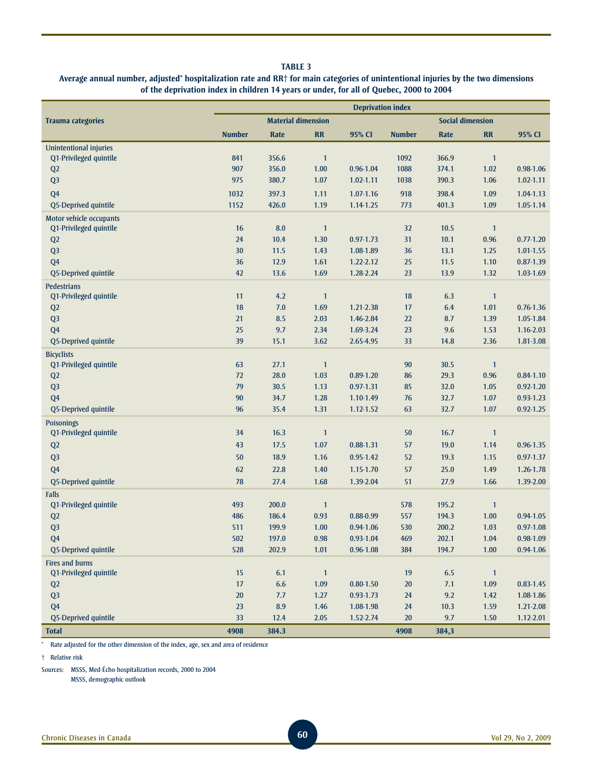**TABLE 3**

**Average annual number, adjusted* hospitalization rate and RR† for main categories of unintentional injuries by the two dimensions of the deprivation index in children 14 years or under, for all of Quebec, 2000 to 2004**

| Trauma categories | Deprivation index | | | | | | | |
|---|---|---|---|---|---|---|---|---|
| | Material dimension | | | | Social dimension | | | |
| | Number | Rate | RR | 95% CI | Number | Rate | RR | 95% CI |
| **Unintentional injuries** | | | | | | | | |
| Q1-Privileged quintile | 841 | 356.6 | 1 | | 1092 | 366.9 | 1 | |
| Q2 | 907 | 356.0 | 1.00 | 0.96-1.04 | 1088 | 374.1 | 1.02 | 0.98-1.06 |
| Q3 | 975 | 380.7 | 1.07 | 1.02-1.11 | 1038 | 390.3 | 1.06 | 1.02-1.11 |
| Q4 | 1032 | 397.3 | 1.11 | 1.07-1.16 | 918 | 398.4 | 1.09 | 1.04-1.13 |
| Q5-Deprived quintile | 1152 | 426.0 | 1.19 | 1.14-1.25 | 773 | 401.3 | 1.09 | 1.05-1.14 |
| **Motor vehicle occupants** | | | | | | | | |
| Q1-Privileged quintile | 16 | 8.0 | 1 | | 32 | 10.5 | 1 | |
| Q2 | 24 | 10.4 | 1.30 | 0.97-1.73 | 31 | 10.1 | 0.96 | 0.77-1.20 |
| Q3 | 30 | 11.5 | 1.43 | 1.08-1.89 | 36 | 13.1 | 1.25 | 1.01-1.55 |
| Q4 | 36 | 12.9 | 1.61 | 1.22-2.12 | 25 | 11.5 | 1.10 | 0.87-1.39 |
| Q5-Deprived quintile | 42 | 13.6 | 1.69 | 1.28-2.24 | 23 | 13.9 | 1.32 | 1.03-1.69 |
| **Pedestrians** | | | | | | | | |
| Q1-Privileged quintile | 11 | 4.2 | 1 | | 18 | 6.3 | 1 | |
| Q2 | 18 | 7.0 | 1.69 | 1.21-2.38 | 17 | 6.4 | 1.01 | 0.76-1.36 |
| Q3 | 21 | 8.5 | 2.03 | 1.46-2.84 | 22 | 8.7 | 1.39 | 1.05-1.84 |
| Q4 | 25 | 9.7 | 2.34 | 1.69-3.24 | 23 | 9.6 | 1.53 | 1.16-2.03 |
| Q5-Deprived quintile | 39 | 15.1 | 3.62 | 2.65-4.95 | 33 | 14.8 | 2.36 | 1.81-3.08 |
| **Bicyclists** | | | | | | | | |
| Q1-Privileged quintile | 63 | 27.1 | 1 | | 90 | 30.5 | 1 | |
| Q2 | 72 | 28.0 | 1.03 | 0.89-1.20 | 86 | 29.3 | 0.96 | 0.84-1.10 |
| Q3 | 79 | 30.5 | 1.13 | 0.97-1.31 | 85 | 32.0 | 1.05 | 0.92-1.20 |
| Q4 | 90 | 34.7 | 1.28 | 1.10-1.49 | 76 | 32.7 | 1.07 | 0.93-1.23 |
| Q5-Deprived quintile | 96 | 35.4 | 1.31 | 1.12-1.52 | 63 | 32.7 | 1.07 | 0.92-1.25 |
| **Poisonings** | | | | | | | | |
| Q1-Privileged quintile | 34 | 16.3 | 1 | | 50 | 16.7 | 1 | |
| Q2 | 43 | 17.5 | 1.07 | 0.88-1.31 | 57 | 19.0 | 1.14 | 0.96-1.35 |
| Q3 | 50 | 18.9 | 1.16 | 0.95-1.42 | 52 | 19.3 | 1.15 | 0.97-1.37 |
| Q4 | 62 | 22.8 | 1.40 | 1.15-1.70 | 57 | 25.0 | 1.49 | 1.26-1.78 |
| Q5-Deprived quintile | 78 | 27.4 | 1.68 | 1.39-2.04 | 51 | 27.9 | 1.66 | 1.39-2.00 |
| **Falls** | | | | | | | | |
| Q1-Privileged quintile | 493 | 200.0 | 1 | | 578 | 195.2 | 1 | |
| Q2 | 486 | 186.4 | 0.93 | 0.88-0.99 | 557 | 194.3 | 1.00 | 0.94-1.05 |
| Q3 | 511 | 199.9 | 1.00 | 0.94-1.06 | 530 | 200.2 | 1.03 | 0.97-1.08 |
| Q4 | 502 | 197.0 | 0.98 | 0.93-1.04 | 469 | 202.1 | 1.04 | 0.98-1.09 |
| Q5-Deprived quintile | 528 | 202.9 | 1.01 | 0.96-1.08 | 384 | 194.7 | 1.00 | 0.94-1.06 |
| **Fires and burns** | | | | | | | | |
| Q1-Privileged quintile | 15 | 6.1 | 1 | | 19 | 6.5 | 1 | |
| Q2 | 17 | 6.6 | 1.09 | 0.80-1.50 | 20 | 7.1 | 1.09 | 0.83-1.45 |
| Q3 | 20 | 7.7 | 1.27 | 0.93-1.73 | 24 | 9.2 | 1.42 | 1.08-1.86 |
| Q4 | 23 | 8.9 | 1.46 | 1.08-1.98 | 24 | 10.3 | 1.59 | 1.21-2.08 |
| Q5-Deprived quintile | 33 | 12.4 | 2.05 | 1.52-2.74 | 20 | 9.7 | 1.50 | 1.12-2.01 |
| **Total** | **4908** | **384.3** | | | **4908** | **384,3** | | |

\* Rate adjusted for the other dimension of the index, age, sex and area of residence

† Relative risk

Sources: MSSS, Med-Écho hospitalization records, 2000 to 2004
MSSS, demographic outlook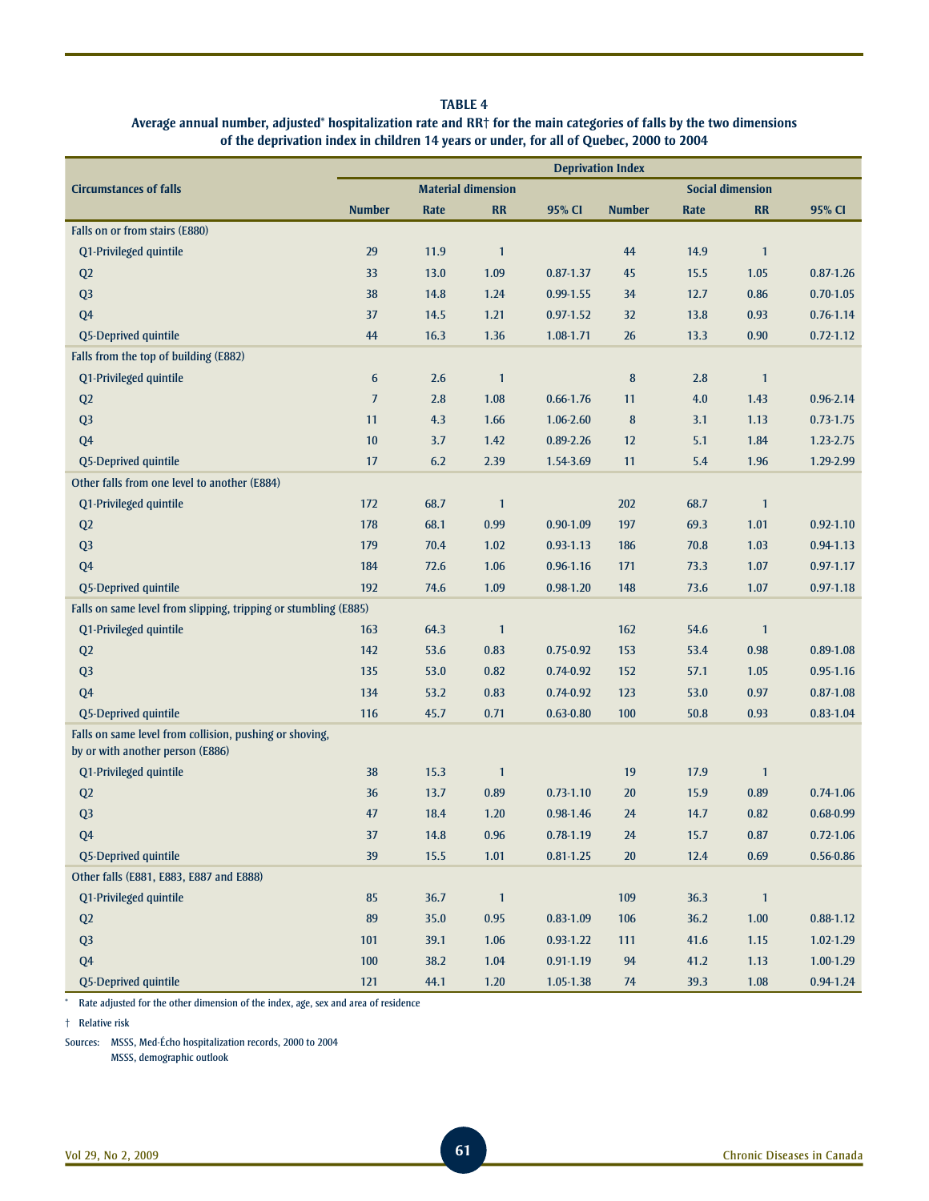**TABLE 4**

**Average annual number, adjusted* hospitalization rate and RR† for the main categories of falls by the two dimensions of the deprivation index in children 14 years or under, for all of Quebec, 2000 to 2004**

| Circumstances of falls | Deprivation Index | | | | | | | |
|---|---|---|---|---|---|---|---|---|
| | Material dimension | | | | Social dimension | | | |
| | Number | Rate | RR | 95% CI | Number | Rate | RR | 95% CI |
| **Falls on or from stairs (E880)** | | | | | | | | |
| Q1-Privileged quintile | 29 | 11.9 | 1 | | 44 | 14.9 | 1 | |
| Q2 | 33 | 13.0 | 1.09 | 0.87-1.37 | 45 | 15.5 | 1.05 | 0.87-1.26 |
| Q3 | 38 | 14.8 | 1.24 | 0.99-1.55 | 34 | 12.7 | 0.86 | 0.70-1.05 |
| Q4 | 37 | 14.5 | 1.21 | 0.97-1.52 | 32 | 13.8 | 0.93 | 0.76-1.14 |
| Q5-Deprived quintile | 44 | 16.3 | 1.36 | 1.08-1.71 | 26 | 13.3 | 0.90 | 0.72-1.12 |
| **Falls from the top of building (E882)** | | | | | | | | |
| Q1-Privileged quintile | 6 | 2.6 | 1 | | 8 | 2.8 | 1 | |
| Q2 | 7 | 2.8 | 1.08 | 0.66-1.76 | 11 | 4.0 | 1.43 | 0.96-2.14 |
| Q3 | 11 | 4.3 | 1.66 | 1.06-2.60 | 8 | 3.1 | 1.13 | 0.73-1.75 |
| Q4 | 10 | 3.7 | 1.42 | 0.89-2.26 | 12 | 5.1 | 1.84 | 1.23-2.75 |
| Q5-Deprived quintile | 17 | 6.2 | 2.39 | 1.54-3.69 | 11 | 5.4 | 1.96 | 1.29-2.99 |
| **Other falls from one level to another (E884)** | | | | | | | | |
| Q1-Privileged quintile | 172 | 68.7 | 1 | | 202 | 68.7 | 1 | |
| Q2 | 178 | 68.1 | 0.99 | 0.90-1.09 | 197 | 69.3 | 1.01 | 0.92-1.10 |
| Q3 | 179 | 70.4 | 1.02 | 0.93-1.13 | 186 | 70.8 | 1.03 | 0.94-1.13 |
| Q4 | 184 | 72.6 | 1.06 | 0.96-1.16 | 171 | 73.3 | 1.07 | 0.97-1.17 |
| Q5-Deprived quintile | 192 | 74.6 | 1.09 | 0.98-1.20 | 148 | 73.6 | 1.07 | 0.97-1.18 |
| **Falls on same level from slipping, tripping or stumbling (E885)** | | | | | | | | |
| Q1-Privileged quintile | 163 | 64.3 | 1 | | 162 | 54.6 | 1 | |
| Q2 | 142 | 53.6 | 0.83 | 0.75-0.92 | 153 | 53.4 | 0.98 | 0.89-1.08 |
| Q3 | 135 | 53.0 | 0.82 | 0.74-0.92 | 152 | 57.1 | 1.05 | 0.95-1.16 |
| Q4 | 134 | 53.2 | 0.83 | 0.74-0.92 | 123 | 53.0 | 0.97 | 0.87-1.08 |
| Q5-Deprived quintile | 116 | 45.7 | 0.71 | 0.63-0.80 | 100 | 50.8 | 0.93 | 0.83-1.04 |
| **Falls on same level from collision, pushing or shoving, by or with another person (E886)** | | | | | | | | |
| Q1-Privileged quintile | 38 | 15.3 | 1 | | 19 | 17.9 | 1 | |
| Q2 | 36 | 13.7 | 0.89 | 0.73-1.10 | 20 | 15.9 | 0.89 | 0.74-1.06 |
| Q3 | 47 | 18.4 | 1.20 | 0.98-1.46 | 24 | 14.7 | 0.82 | 0.68-0.99 |
| Q4 | 37 | 14.8 | 0.96 | 0.78-1.19 | 24 | 15.7 | 0.87 | 0.72-1.06 |
| Q5-Deprived quintile | 39 | 15.5 | 1.01 | 0.81-1.25 | 20 | 12.4 | 0.69 | 0.56-0.86 |
| **Other falls (E881, E883, E887 and E888)** | | | | | | | | |
| Q1-Privileged quintile | 85 | 36.7 | 1 | | 109 | 36.3 | 1 | |
| Q2 | 89 | 35.0 | 0.95 | 0.83-1.09 | 106 | 36.2 | 1.00 | 0.88-1.12 |
| Q3 | 101 | 39.1 | 1.06 | 0.93-1.22 | 111 | 41.6 | 1.15 | 1.02-1.29 |
| Q4 | 100 | 38.2 | 1.04 | 0.91-1.19 | 94 | 41.2 | 1.13 | 1.00-1.29 |
| Q5-Deprived quintile | 121 | 44.1 | 1.20 | 1.05-1.38 | 74 | 39.3 | 1.08 | 0.94-1.24 |

\* Rate adjusted for the other dimension of the index, age, sex and area of residence

† Relative risk

Sources: MSSS, Med-Écho hospitalization records, 2000 to 2004
MSSS, demographic outlook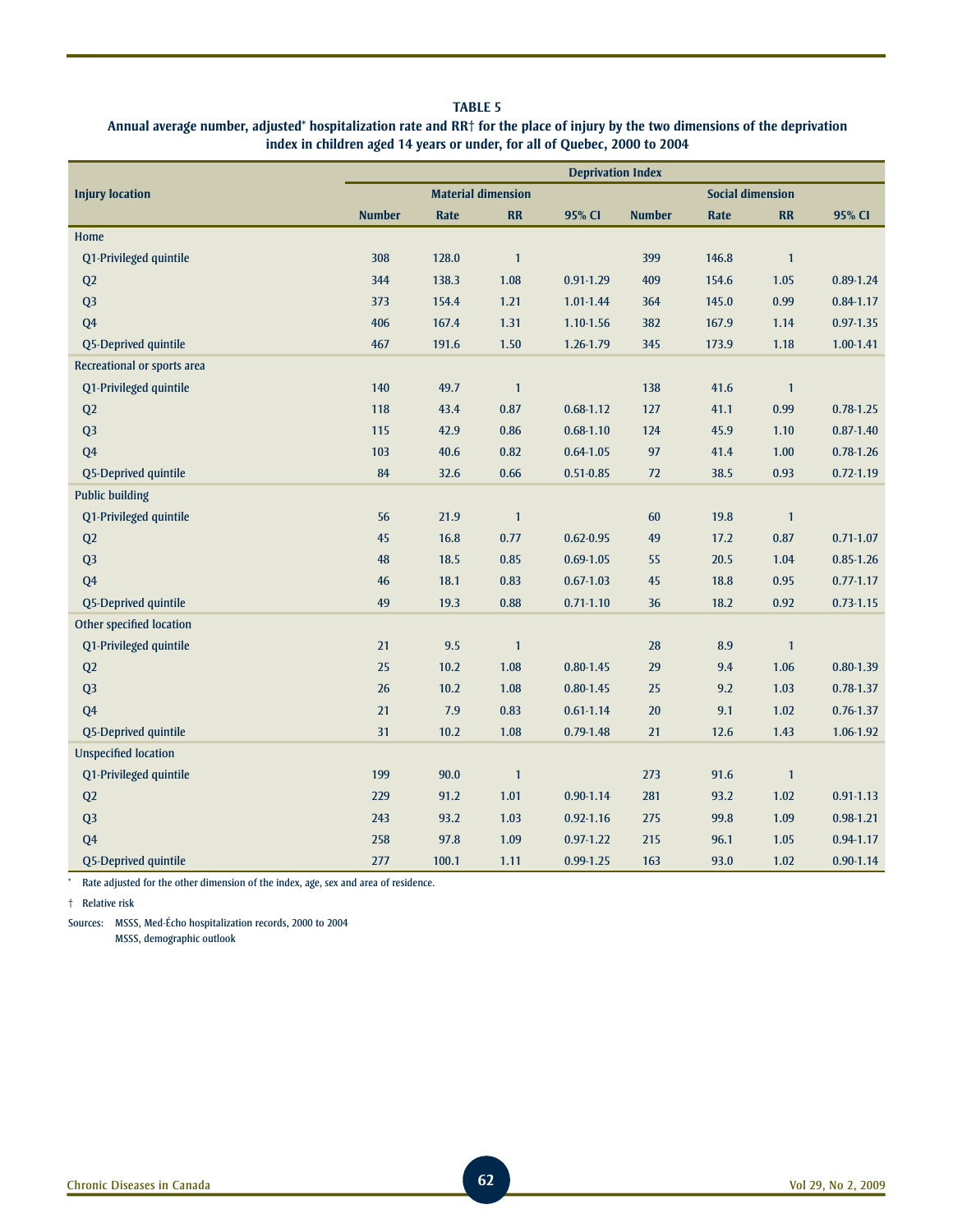**TABLE 5**

**Annual average number, adjusted\* hospitalization rate and RR† for the place of injury by the two dimensions of the deprivation index in children aged 14 years or under, for all of Quebec, 2000 to 2004**

| Injury location | Deprivation Index | | | | | | | |
|---|---|---|---|---|---|---|---|---|
| | Material dimension | | | | Social dimension | | | |
| | Number | Rate | RR | 95% CI | Number | Rate | RR | 95% CI |
| Home | | | | | | | | |
| Q1-Privileged quintile | 308 | 128.0 | 1 | | 399 | 146.8 | 1 | |
| Q2 | 344 | 138.3 | 1.08 | 0.91-1.29 | 409 | 154.6 | 1.05 | 0.89-1.24 |
| Q3 | 373 | 154.4 | 1.21 | 1.01-1.44 | 364 | 145.0 | 0.99 | 0.84-1.17 |
| Q4 | 406 | 167.4 | 1.31 | 1.10-1.56 | 382 | 167.9 | 1.14 | 0.97-1.35 |
| Q5-Deprived quintile | 467 | 191.6 | 1.50 | 1.26-1.79 | 345 | 173.9 | 1.18 | 1.00-1.41 |
| Recreational or sports area | | | | | | | | |
| Q1-Privileged quintile | 140 | 49.7 | 1 | | 138 | 41.6 | 1 | |
| Q2 | 118 | 43.4 | 0.87 | 0.68-1.12 | 127 | 41.1 | 0.99 | 0.78-1.25 |
| Q3 | 115 | 42.9 | 0.86 | 0.68-1.10 | 124 | 45.9 | 1.10 | 0.87-1.40 |
| Q4 | 103 | 40.6 | 0.82 | 0.64-1.05 | 97 | 41.4 | 1.00 | 0.78-1.26 |
| Q5-Deprived quintile | 84 | 32.6 | 0.66 | 0.51-0.85 | 72 | 38.5 | 0.93 | 0.72-1.19 |
| Public building | | | | | | | | |
| Q1-Privileged quintile | 56 | 21.9 | 1 | | 60 | 19.8 | 1 | |
| Q2 | 45 | 16.8 | 0.77 | 0.62-0.95 | 49 | 17.2 | 0.87 | 0.71-1.07 |
| Q3 | 48 | 18.5 | 0.85 | 0.69-1.05 | 55 | 20.5 | 1.04 | 0.85-1.26 |
| Q4 | 46 | 18.1 | 0.83 | 0.67-1.03 | 45 | 18.8 | 0.95 | 0.77-1.17 |
| Q5-Deprived quintile | 49 | 19.3 | 0.88 | 0.71-1.10 | 36 | 18.2 | 0.92 | 0.73-1.15 |
| Other specified location | | | | | | | | |
| Q1-Privileged quintile | 21 | 9.5 | 1 | | 28 | 8.9 | 1 | |
| Q2 | 25 | 10.2 | 1.08 | 0.80-1.45 | 29 | 9.4 | 1.06 | 0.80-1.39 |
| Q3 | 26 | 10.2 | 1.08 | 0.80-1.45 | 25 | 9.2 | 1.03 | 0.78-1.37 |
| Q4 | 21 | 7.9 | 0.83 | 0.61-1.14 | 20 | 9.1 | 1.02 | 0.76-1.37 |
| Q5-Deprived quintile | 31 | 10.2 | 1.08 | 0.79-1.48 | 21 | 12.6 | 1.43 | 1.06-1.92 |
| Unspecified location | | | | | | | | |
| Q1-Privileged quintile | 199 | 90.0 | 1 | | 273 | 91.6 | 1 | |
| Q2 | 229 | 91.2 | 1.01 | 0.90-1.14 | 281 | 93.2 | 1.02 | 0.91-1.13 |
| Q3 | 243 | 93.2 | 1.03 | 0.92-1.16 | 275 | 99.8 | 1.09 | 0.98-1.21 |
| Q4 | 258 | 97.8 | 1.09 | 0.97-1.22 | 215 | 96.1 | 1.05 | 0.94-1.17 |
| Q5-Deprived quintile | 277 | 100.1 | 1.11 | 0.99-1.25 | 163 | 93.0 | 1.02 | 0.90-1.14 |

\* Rate adjusted for the other dimension of the index, age, sex and area of residence.

† Relative risk

Sources: MSSS, Med-Écho hospitalization records, 2000 to 2004
MSSS, demographic outlook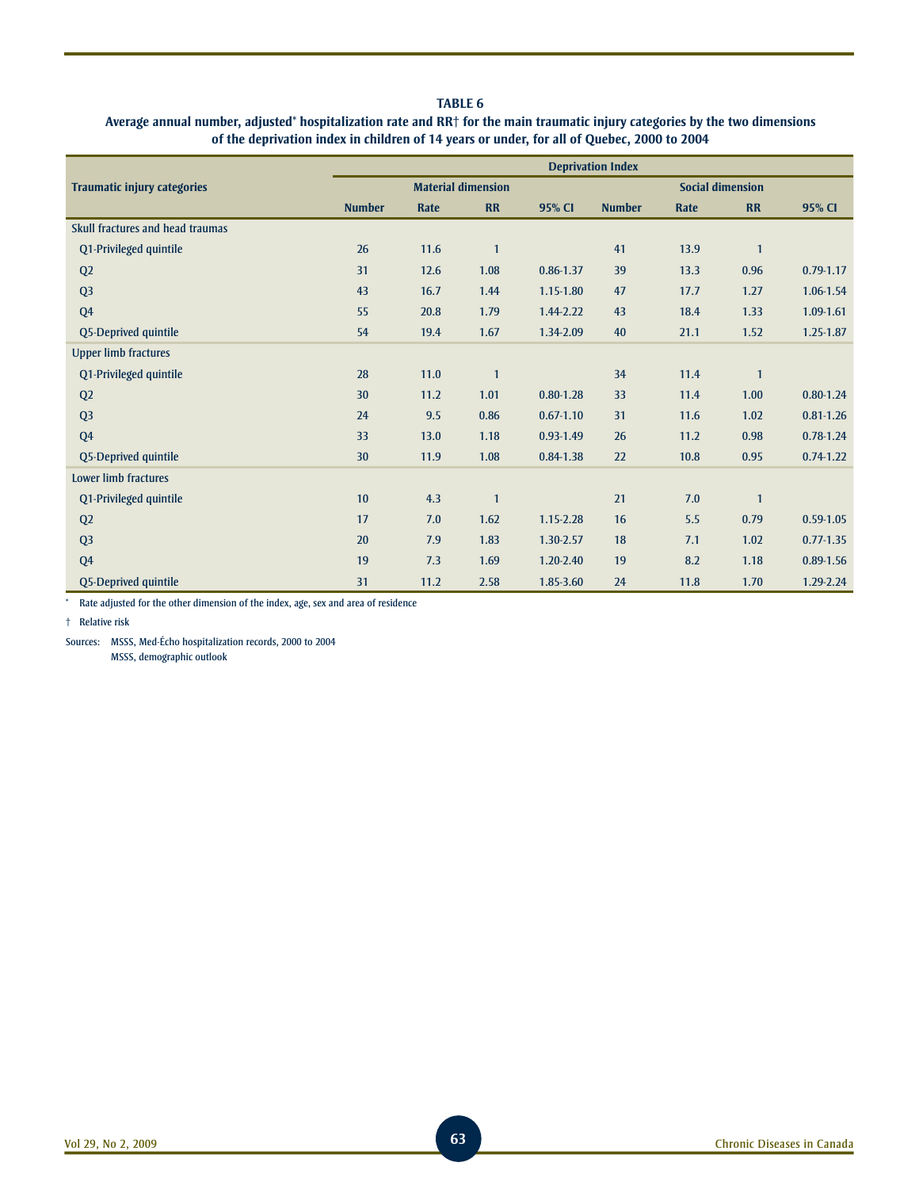**TABLE 6**

**Average annual number, adjusted* hospitalization rate and RR† for the main traumatic injury categories by the two dimensions of the deprivation index in children of 14 years or under, for all of Quebec, 2000 to 2004**

| Traumatic injury categories | Deprivation Index | | | | | | | |
|---|---|---|---|---|---|---|---|---|
| | Material dimension | | | | Social dimension | | | |
| | Number | Rate | RR | 95% CI | Number | Rate | RR | 95% CI |
| **Skull fractures and head traumas** | | | | | | | | |
| Q1-Privileged quintile | 26 | 11.6 | 1 | | 41 | 13.9 | 1 | |
| Q2 | 31 | 12.6 | 1.08 | 0.86-1.37 | 39 | 13.3 | 0.96 | 0.79-1.17 |
| Q3 | 43 | 16.7 | 1.44 | 1.15-1.80 | 47 | 17.7 | 1.27 | 1.06-1.54 |
| Q4 | 55 | 20.8 | 1.79 | 1.44-2.22 | 43 | 18.4 | 1.33 | 1.09-1.61 |
| Q5-Deprived quintile | 54 | 19.4 | 1.67 | 1.34-2.09 | 40 | 21.1 | 1.52 | 1.25-1.87 |
| **Upper limb fractures** | | | | | | | | |
| Q1-Privileged quintile | 28 | 11.0 | 1 | | 34 | 11.4 | 1 | |
| Q2 | 30 | 11.2 | 1.01 | 0.80-1.28 | 33 | 11.4 | 1.00 | 0.80-1.24 |
| Q3 | 24 | 9.5 | 0.86 | 0.67-1.10 | 31 | 11.6 | 1.02 | 0.81-1.26 |
| Q4 | 33 | 13.0 | 1.18 | 0.93-1.49 | 26 | 11.2 | 0.98 | 0.78-1.24 |
| Q5-Deprived quintile | 30 | 11.9 | 1.08 | 0.84-1.38 | 22 | 10.8 | 0.95 | 0.74-1.22 |
| **Lower limb fractures** | | | | | | | | |
| Q1-Privileged quintile | 10 | 4.3 | 1 | | 21 | 7.0 | 1 | |
| Q2 | 17 | 7.0 | 1.62 | 1.15-2.28 | 16 | 5.5 | 0.79 | 0.59-1.05 |
| Q3 | 20 | 7.9 | 1.83 | 1.30-2.57 | 18 | 7.1 | 1.02 | 0.77-1.35 |
| Q4 | 19 | 7.3 | 1.69 | 1.20-2.40 | 19 | 8.2 | 1.18 | 0.89-1.56 |
| Q5-Deprived quintile | 31 | 11.2 | 2.58 | 1.85-3.60 | 24 | 11.8 | 1.70 | 1.29-2.24 |

* Rate adjusted for the other dimension of the index, age, sex and area of residence

† Relative risk

Sources: MSSS, Med-Écho hospitalization records, 2000 to 2004
MSSS, demographic outlook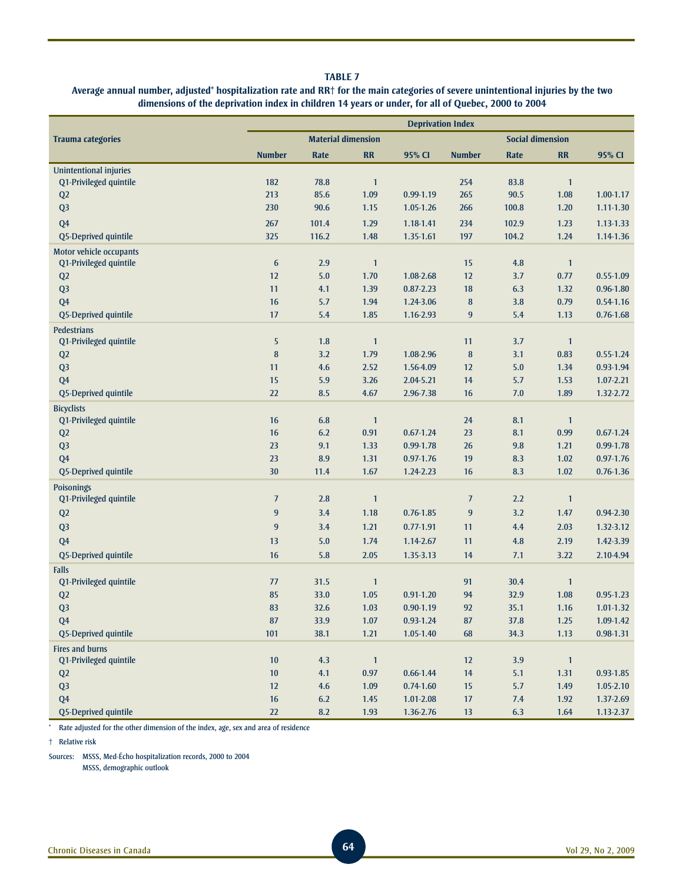**TABLE 7**

**Average annual number, adjusted* hospitalization rate and RR† for the main categories of severe unintentional injuries by the two dimensions of the deprivation index in children 14 years or under, for all of Quebec, 2000 to 2004**

| Trauma categories | Deprivation Index | | | | | | | |
|---|---|---|---|---|---|---|---|---|
| | Material dimension | | | | Social dimension | | | |
| | Number | Rate | RR | 95% CI | Number | Rate | RR | 95% CI |
| **Unintentional injuries** | | | | | | | | |
| Q1-Privileged quintile | 182 | 78.8 | 1 | | 254 | 83.8 | 1 | |
| Q2 | 213 | 85.6 | 1.09 | 0.99-1.19 | 265 | 90.5 | 1.08 | 1.00-1.17 |
| Q3 | 230 | 90.6 | 1.15 | 1.05-1.26 | 266 | 100.8 | 1.20 | 1.11-1.30 |
| Q4 | 267 | 101.4 | 1.29 | 1.18-1.41 | 234 | 102.9 | 1.23 | 1.13-1.33 |
| Q5-Deprived quintile | 325 | 116.2 | 1.48 | 1.35-1.61 | 197 | 104.2 | 1.24 | 1.14-1.36 |
| **Motor vehicle occupants** | | | | | | | | |
| Q1-Privileged quintile | 6 | 2.9 | 1 | | 15 | 4.8 | 1 | |
| Q2 | 12 | 5.0 | 1.70 | 1.08-2.68 | 12 | 3.7 | 0.77 | 0.55-1.09 |
| Q3 | 11 | 4.1 | 1.39 | 0.87-2.23 | 18 | 6.3 | 1.32 | 0.96-1.80 |
| Q4 | 16 | 5.7 | 1.94 | 1.24-3.06 | 8 | 3.8 | 0.79 | 0.54-1.16 |
| Q5-Deprived quintile | 17 | 5.4 | 1.85 | 1.16-2.93 | 9 | 5.4 | 1.13 | 0.76-1.68 |
| **Pedestrians** | | | | | | | | |
| Q1-Privileged quintile | 5 | 1.8 | 1 | | 11 | 3.7 | 1 | |
| Q2 | 8 | 3.2 | 1.79 | 1.08-2.96 | 8 | 3.1 | 0.83 | 0.55-1.24 |
| Q3 | 11 | 4.6 | 2.52 | 1.56-4.09 | 12 | 5.0 | 1.34 | 0.93-1.94 |
| Q4 | 15 | 5.9 | 3.26 | 2.04-5.21 | 14 | 5.7 | 1.53 | 1.07-2.21 |
| Q5-Deprived quintile | 22 | 8.5 | 4.67 | 2.96-7.38 | 16 | 7.0 | 1.89 | 1.32-2.72 |
| **Bicyclists** | | | | | | | | |
| Q1-Privileged quintile | 16 | 6.8 | 1 | | 24 | 8.1 | 1 | |
| Q2 | 16 | 6.2 | 0.91 | 0.67-1.24 | 23 | 8.1 | 0.99 | 0.67-1.24 |
| Q3 | 23 | 9.1 | 1.33 | 0.99-1.78 | 26 | 9.8 | 1.21 | 0.99-1.78 |
| Q4 | 23 | 8.9 | 1.31 | 0.97-1.76 | 19 | 8.3 | 1.02 | 0.97-1.76 |
| Q5-Deprived quintile | 30 | 11.4 | 1.67 | 1.24-2.23 | 16 | 8.3 | 1.02 | 0.76-1.36 |
| **Poisonings** | | | | | | | | |
| Q1-Privileged quintile | 7 | 2.8 | 1 | | 7 | 2.2 | 1 | |
| Q2 | 9 | 3.4 | 1.18 | 0.76-1.85 | 9 | 3.2 | 1.47 | 0.94-2.30 |
| Q3 | 9 | 3.4 | 1.21 | 0.77-1.91 | 11 | 4.4 | 2.03 | 1.32-3.12 |
| Q4 | 13 | 5.0 | 1.74 | 1.14-2.67 | 11 | 4.8 | 2.19 | 1.42-3.39 |
| Q5-Deprived quintile | 16 | 5.8 | 2.05 | 1.35-3.13 | 14 | 7.1 | 3.22 | 2.10-4.94 |
| **Falls** | | | | | | | | |
| Q1-Privileged quintile | 77 | 31.5 | 1 | | 91 | 30.4 | 1 | |
| Q2 | 85 | 33.0 | 1.05 | 0.91-1.20 | 94 | 32.9 | 1.08 | 0.95-1.23 |
| Q3 | 83 | 32.6 | 1.03 | 0.90-1.19 | 92 | 35.1 | 1.16 | 1.01-1.32 |
| Q4 | 87 | 33.9 | 1.07 | 0.93-1.24 | 87 | 37.8 | 1.25 | 1.09-1.42 |
| Q5-Deprived quintile | 101 | 38.1 | 1.21 | 1.05-1.40 | 68 | 34.3 | 1.13 | 0.98-1.31 |
| **Fires and burns** | | | | | | | | |
| Q1-Privileged quintile | 10 | 4.3 | 1 | | 12 | 3.9 | 1 | |
| Q2 | 10 | 4.1 | 0.97 | 0.66-1.44 | 14 | 5.1 | 1.31 | 0.93-1.85 |
| Q3 | 12 | 4.6 | 1.09 | 0.74-1.60 | 15 | 5.7 | 1.49 | 1.05-2.10 |
| Q4 | 16 | 6.2 | 1.45 | 1.01-2.08 | 17 | 7.4 | 1.92 | 1.37-2.69 |
| Q5-Deprived quintile | 22 | 8.2 | 1.93 | 1.36-2.76 | 13 | 6.3 | 1.64 | 1.13-2.37 |

\* Rate adjusted for the other dimension of the index, age, sex and area of residence

† Relative risk

Sources: MSSS, Med-Écho hospitalization records, 2000 to 2004
MSSS, demographic outlook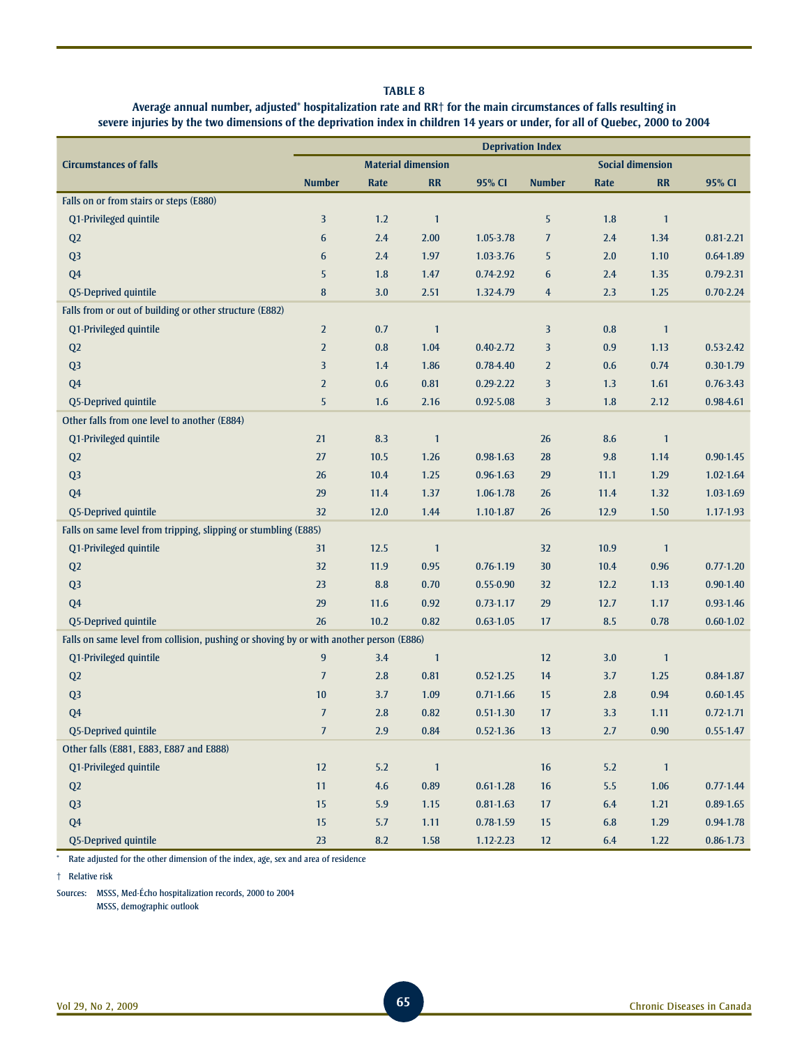**TABLE 8**

**Average annual number, adjusted* hospitalization rate and RR† for the main circumstances of falls resulting in severe injuries by the two dimensions of the deprivation index in children 14 years or under, for all of Quebec, 2000 to 2004**

| Circumstances of falls | Deprivation Index | | | | | | | |
|---|---|---|---|---|---|---|---|---|
| | Material dimension | | | | Social dimension | | | |
| | Number | Rate | RR | 95% CI | Number | Rate | RR | 95% CI |
| Falls on or from stairs or steps (E880) | | | | | | | | |
| Q1-Privileged quintile | 3 | 1.2 | 1 | | 5 | 1.8 | 1 | |
| Q2 | 6 | 2.4 | 2.00 | 1.05-3.78 | 7 | 2.4 | 1.34 | 0.81-2.21 |
| Q3 | 6 | 2.4 | 1.97 | 1.03-3.76 | 5 | 2.0 | 1.10 | 0.64-1.89 |
| Q4 | 5 | 1.8 | 1.47 | 0.74-2.92 | 6 | 2.4 | 1.35 | 0.79-2.31 |
| Q5-Deprived quintile | 8 | 3.0 | 2.51 | 1.32-4.79 | 4 | 2.3 | 1.25 | 0.70-2.24 |
| Falls from or out of building or other structure (E882) | | | | | | | | |
| Q1-Privileged quintile | 2 | 0.7 | 1 | | 3 | 0.8 | 1 | |
| Q2 | 2 | 0.8 | 1.04 | 0.40-2.72 | 3 | 0.9 | 1.13 | 0.53-2.42 |
| Q3 | 3 | 1.4 | 1.86 | 0.78-4.40 | 2 | 0.6 | 0.74 | 0.30-1.79 |
| Q4 | 2 | 0.6 | 0.81 | 0.29-2.22 | 3 | 1.3 | 1.61 | 0.76-3.43 |
| Q5-Deprived quintile | 5 | 1.6 | 2.16 | 0.92-5.08 | 3 | 1.8 | 2.12 | 0.98-4.61 |
| Other falls from one level to another (E884) | | | | | | | | |
| Q1-Privileged quintile | 21 | 8.3 | 1 | | 26 | 8.6 | 1 | |
| Q2 | 27 | 10.5 | 1.26 | 0.98-1.63 | 28 | 9.8 | 1.14 | 0.90-1.45 |
| Q3 | 26 | 10.4 | 1.25 | 0.96-1.63 | 29 | 11.1 | 1.29 | 1.02-1.64 |
| Q4 | 29 | 11.4 | 1.37 | 1.06-1.78 | 26 | 11.4 | 1.32 | 1.03-1.69 |
| Q5-Deprived quintile | 32 | 12.0 | 1.44 | 1.10-1.87 | 26 | 12.9 | 1.50 | 1.17-1.93 |
| Falls on same level from tripping, slipping or stumbling (E885) | | | | | | | | |
| Q1-Privileged quintile | 31 | 12.5 | 1 | | 32 | 10.9 | 1 | |
| Q2 | 32 | 11.9 | 0.95 | 0.76-1.19 | 30 | 10.4 | 0.96 | 0.77-1.20 |
| Q3 | 23 | 8.8 | 0.70 | 0.55-0.90 | 32 | 12.2 | 1.13 | 0.90-1.40 |
| Q4 | 29 | 11.6 | 0.92 | 0.73-1.17 | 29 | 12.7 | 1.17 | 0.93-1.46 |
| Q5-Deprived quintile | 26 | 10.2 | 0.82 | 0.63-1.05 | 17 | 8.5 | 0.78 | 0.60-1.02 |
| Falls on same level from collision, pushing or shoving by or with another person (E886) | | | | | | | | |
| Q1-Privileged quintile | 9 | 3.4 | 1 | | 12 | 3.0 | 1 | |
| Q2 | 7 | 2.8 | 0.81 | 0.52-1.25 | 14 | 3.7 | 1.25 | 0.84-1.87 |
| Q3 | 10 | 3.7 | 1.09 | 0.71-1.66 | 15 | 2.8 | 0.94 | 0.60-1.45 |
| Q4 | 7 | 2.8 | 0.82 | 0.51-1.30 | 17 | 3.3 | 1.11 | 0.72-1.71 |
| Q5-Deprived quintile | 7 | 2.9 | 0.84 | 0.52-1.36 | 13 | 2.7 | 0.90 | 0.55-1.47 |
| Other falls (E881, E883, E887 and E888) | | | | | | | | |
| Q1-Privileged quintile | 12 | 5.2 | 1 | | 16 | 5.2 | 1 | |
| Q2 | 11 | 4.6 | 0.89 | 0.61-1.28 | 16 | 5.5 | 1.06 | 0.77-1.44 |
| Q3 | 15 | 5.9 | 1.15 | 0.81-1.63 | 17 | 6.4 | 1.21 | 0.89-1.65 |
| Q4 | 15 | 5.7 | 1.11 | 0.78-1.59 | 15 | 6.8 | 1.29 | 0.94-1.78 |
| Q5-Deprived quintile | 23 | 8.2 | 1.58 | 1.12-2.23 | 12 | 6.4 | 1.22 | 0.86-1.73 |

\* Rate adjusted for the other dimension of the index, age, sex and area of residence

† Relative risk

Sources: MSSS, Med-Écho hospitalization records, 2000 to 2004
MSSS, demographic outlook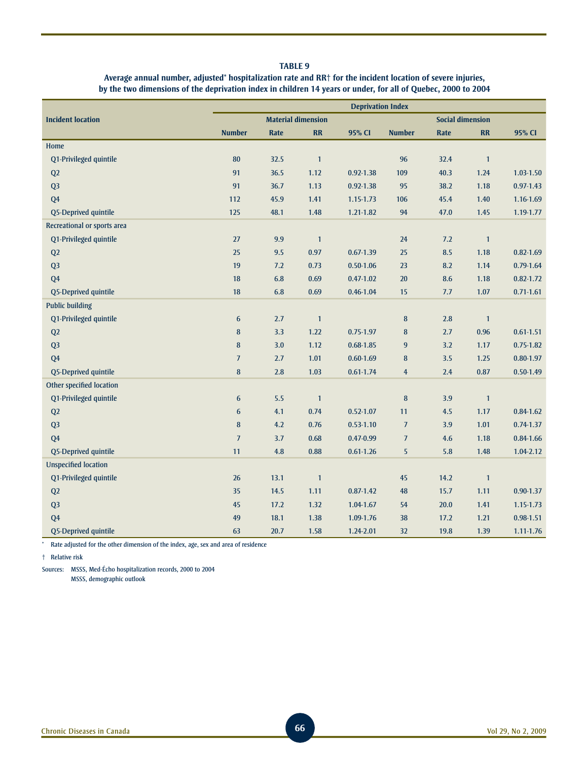**TABLE 9**

**Average annual number, adjusted* hospitalization rate and RR† for the incident location of severe injuries, by the two dimensions of the deprivation index in children 14 years or under, for all of Quebec, 2000 to 2004**

| Incident location | Deprivation Index | | | | | | | |
|---|---|---|---|---|---|---|---|---|
| | Material dimension | | | | Social dimension | | | |
| | Number | Rate | RR | 95% CI | Number | Rate | RR | 95% CI |
| Home | | | | | | | | |
| Q1-Privileged quintile | 80 | 32.5 | 1 | | 96 | 32.4 | 1 | |
| Q2 | 91 | 36.5 | 1.12 | 0.92-1.38 | 109 | 40.3 | 1.24 | 1.03-1.50 |
| Q3 | 91 | 36.7 | 1.13 | 0.92-1.38 | 95 | 38.2 | 1.18 | 0.97-1.43 |
| Q4 | 112 | 45.9 | 1.41 | 1.15-1.73 | 106 | 45.4 | 1.40 | 1.16-1.69 |
| Q5-Deprived quintile | 125 | 48.1 | 1.48 | 1.21-1.82 | 94 | 47.0 | 1.45 | 1.19-1.77 |
| Recreational or sports area | | | | | | | | |
| Q1-Privileged quintile | 27 | 9.9 | 1 | | 24 | 7.2 | 1 | |
| Q2 | 25 | 9.5 | 0.97 | 0.67-1.39 | 25 | 8.5 | 1.18 | 0.82-1.69 |
| Q3 | 19 | 7.2 | 0.73 | 0.50-1.06 | 23 | 8.2 | 1.14 | 0.79-1.64 |
| Q4 | 18 | 6.8 | 0.69 | 0.47-1.02 | 20 | 8.6 | 1.18 | 0.82-1.72 |
| Q5-Deprived quintile | 18 | 6.8 | 0.69 | 0.46-1.04 | 15 | 7.7 | 1.07 | 0.71-1.61 |
| Public building | | | | | | | | |
| Q1-Privileged quintile | 6 | 2.7 | 1 | | 8 | 2.8 | 1 | |
| Q2 | 8 | 3.3 | 1.22 | 0.75-1.97 | 8 | 2.7 | 0.96 | 0.61-1.51 |
| Q3 | 8 | 3.0 | 1.12 | 0.68-1.85 | 9 | 3.2 | 1.17 | 0.75-1.82 |
| Q4 | 7 | 2.7 | 1.01 | 0.60-1.69 | 8 | 3.5 | 1.25 | 0.80-1.97 |
| Q5-Deprived quintile | 8 | 2.8 | 1.03 | 0.61-1.74 | 4 | 2.4 | 0.87 | 0.50-1.49 |
| Other specified location | | | | | | | | |
| Q1-Privileged quintile | 6 | 5.5 | 1 | | 8 | 3.9 | 1 | |
| Q2 | 6 | 4.1 | 0.74 | 0.52-1.07 | 11 | 4.5 | 1.17 | 0.84-1.62 |
| Q3 | 8 | 4.2 | 0.76 | 0.53-1.10 | 7 | 3.9 | 1.01 | 0.74-1.37 |
| Q4 | 7 | 3.7 | 0.68 | 0.47-0.99 | 7 | 4.6 | 1.18 | 0.84-1.66 |
| Q5-Deprived quintile | 11 | 4.8 | 0.88 | 0.61-1.26 | 5 | 5.8 | 1.48 | 1.04-2.12 |
| Unspecified location | | | | | | | | |
| Q1-Privileged quintile | 26 | 13.1 | 1 | | 45 | 14.2 | 1 | |
| Q2 | 35 | 14.5 | 1.11 | 0.87-1.42 | 48 | 15.7 | 1.11 | 0.90-1.37 |
| Q3 | 45 | 17.2 | 1.32 | 1.04-1.67 | 54 | 20.0 | 1.41 | 1.15-1.73 |
| Q4 | 49 | 18.1 | 1.38 | 1.09-1.76 | 38 | 17.2 | 1.21 | 0.98-1.51 |
| Q5-Deprived quintile | 63 | 20.7 | 1.58 | 1.24-2.01 | 32 | 19.8 | 1.39 | 1.11-1.76 |

\* Rate adjusted for the other dimension of the index, age, sex and area of residence

† Relative risk

Sources: MSSS, Med-Écho hospitalization records, 2000 to 2004
MSSS, demographic outlook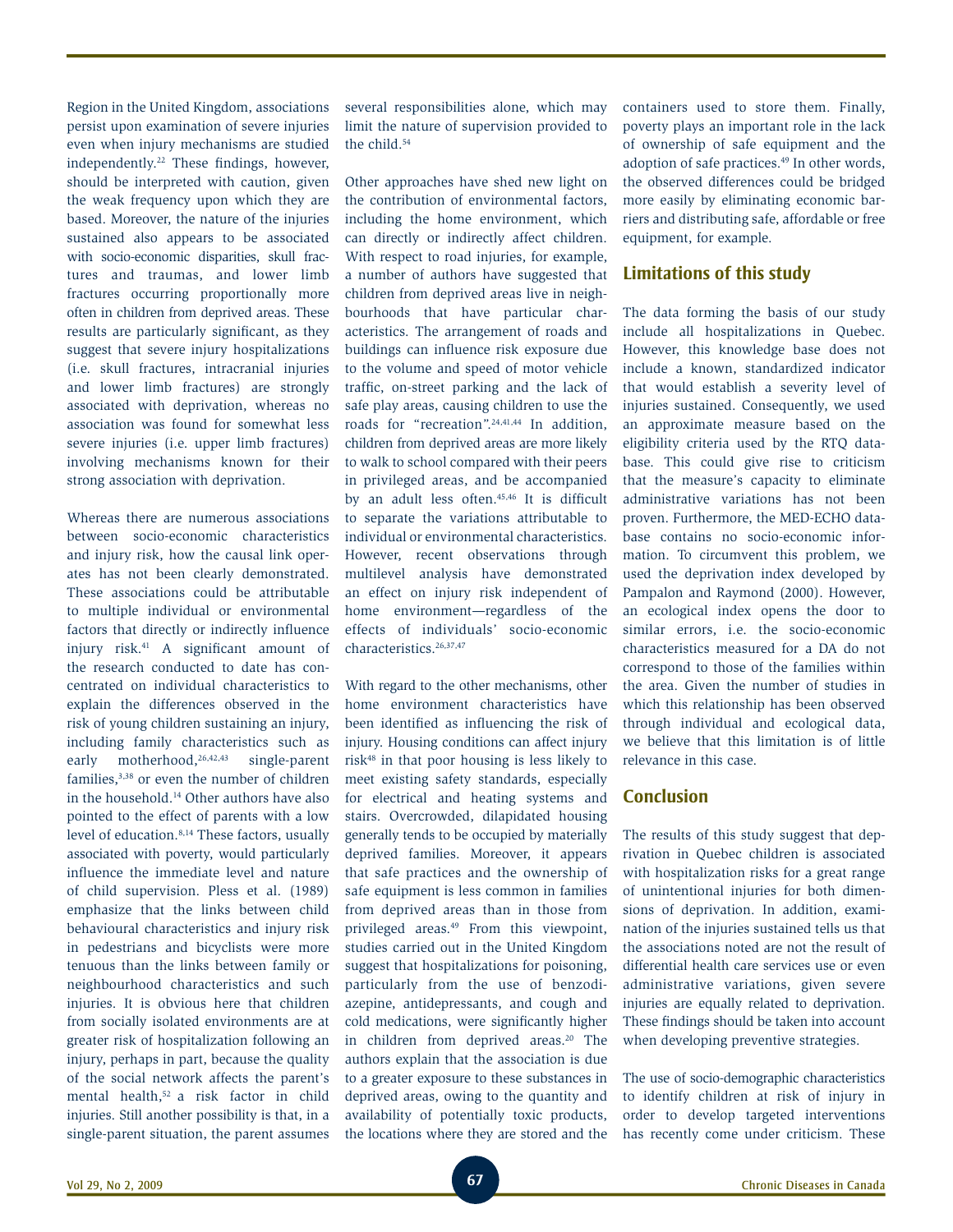Region in the United Kingdom, associations persist upon examination of severe injuries even when injury mechanisms are studied independently.[22] These findings, however, should be interpreted with caution, given the weak frequency upon which they are based. Moreover, the nature of the injuries sustained also appears to be associated with socio-economic disparities, skull fractures and traumas, and lower limb fractures occurring proportionally more often in children from deprived areas. These results are particularly significant, as they suggest that severe injury hospitalizations (i.e. skull fractures, intracranial injuries and lower limb fractures) are strongly associated with deprivation, whereas no association was found for somewhat less severe injuries (i.e. upper limb fractures) involving mechanisms known for their strong association with deprivation.

Whereas there are numerous associations between socio-economic characteristics and injury risk, how the causal link operates has not been clearly demonstrated. These associations could be attributable to multiple individual or environmental factors that directly or indirectly influence injury risk.[41] A significant amount of the research conducted to date has concentrated on individual characteristics to explain the differences observed in the risk of young children sustaining an injury, including family characteristics such as early motherhood,[26,42,43] single-parent families,[3,38] or even the number of children in the household.[14] Other authors have also pointed to the effect of parents with a low level of education.[8,14] These factors, usually associated with poverty, would particularly influence the immediate level and nature of child supervision. Pless et al. (1989) emphasize that the links between child behavioural characteristics and injury risk in pedestrians and bicyclists were more tenuous than the links between family or neighbourhood characteristics and such injuries. It is obvious here that children from socially isolated environments are at greater risk of hospitalization following an injury, perhaps in part, because the quality of the social network affects the parent's mental health,[52] a risk factor in child injuries. Still another possibility is that, in a single-parent situation, the parent assumes several responsibilities alone, which may limit the nature of supervision provided to the child.[54]

Other approaches have shed new light on the contribution of environmental factors, including the home environment, which can directly or indirectly affect children. With respect to road injuries, for example, a number of authors have suggested that children from deprived areas live in neighbourhoods that have particular characteristics. The arrangement of roads and buildings can influence risk exposure due to the volume and speed of motor vehicle traffic, on-street parking and the lack of safe play areas, causing children to use the roads for "recreation".[24,41,44] In addition, children from deprived areas are more likely to walk to school compared with their peers in privileged areas, and be accompanied by an adult less often.[45,46] It is difficult to separate the variations attributable to individual or environmental characteristics. However, recent observations through multilevel analysis have demonstrated an effect on injury risk independent of home environment—regardless of the effects of individuals' socio-economic characteristics.[26,37,47]

With regard to the other mechanisms, other home environment characteristics have been identified as influencing the risk of injury. Housing conditions can affect injury risk[48] in that poor housing is less likely to meet existing safety standards, especially for electrical and heating systems and stairs. Overcrowded, dilapidated housing generally tends to be occupied by materially deprived families. Moreover, it appears that safe practices and the ownership of safe equipment is less common in families from deprived areas than in those from privileged areas.[49] From this viewpoint, studies carried out in the United Kingdom suggest that hospitalizations for poisoning, particularly from the use of benzodiazepine, antidepressants, and cough and cold medications, were significantly higher in children from deprived areas.[20] The authors explain that the association is due to a greater exposure to these substances in deprived areas, owing to the quantity and availability of potentially toxic products, the locations where they are stored and the containers used to store them. Finally, poverty plays an important role in the lack of ownership of safe equipment and the adoption of safe practices.[49] In other words, the observed differences could be bridged more easily by eliminating economic barriers and distributing safe, affordable or free equipment, for example.

## Limitations of this study

The data forming the basis of our study include all hospitalizations in Quebec. However, this knowledge base does not include a known, standardized indicator that would establish a severity level of injuries sustained. Consequently, we used an approximate measure based on the eligibility criteria used by the RTQ database. This could give rise to criticism that the measure's capacity to eliminate administrative variations has not been proven. Furthermore, the MED-ECHO database contains no socio-economic information. To circumvent this problem, we used the deprivation index developed by Pampalon and Raymond (2000). However, an ecological index opens the door to similar errors, i.e. the socio-economic characteristics measured for a DA do not correspond to those of the families within the area. Given the number of studies in which this relationship has been observed through individual and ecological data, we believe that this limitation is of little relevance in this case.

## Conclusion

The results of this study suggest that deprivation in Quebec children is associated with hospitalization risks for a great range of unintentional injuries for both dimensions of deprivation. In addition, examination of the injuries sustained tells us that the associations noted are not the result of differential health care services use or even administrative variations, given severe injuries are equally related to deprivation. These findings should be taken into account when developing preventive strategies.

The use of socio-demographic characteristics to identify children at risk of injury in order to develop targeted interventions has recently come under criticism. These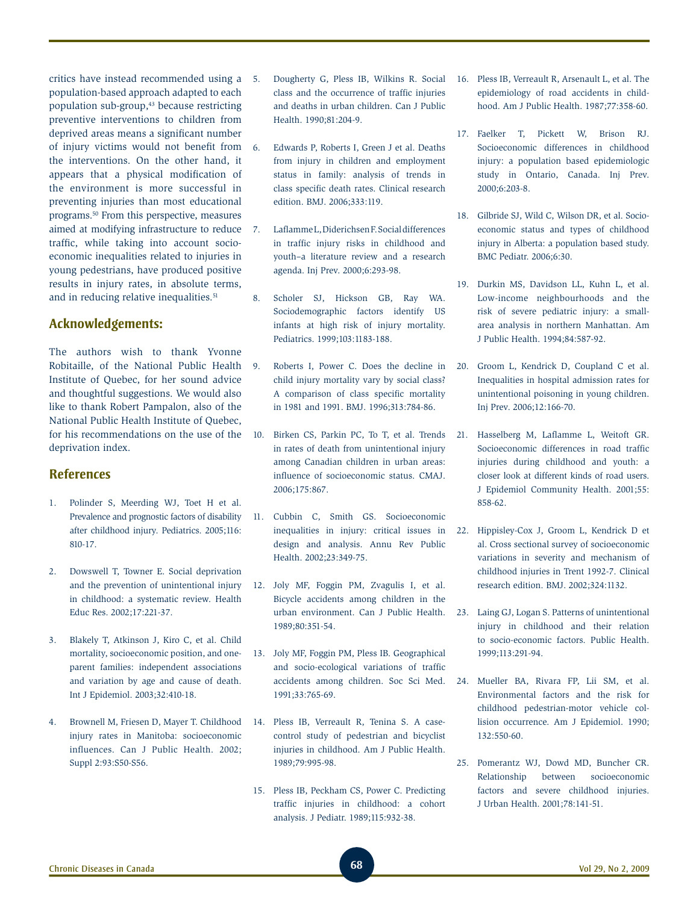critics have instead recommended using a population-based approach adapted to each population sub-group,[43] because restricting preventive interventions to children from deprived areas means a significant number of injury victims would not benefit from the interventions. On the other hand, it appears that a physical modification of the environment is more successful in preventing injuries than most educational programs.[50] From this perspective, measures aimed at modifying infrastructure to reduce traffic, while taking into account socio-economic inequalities related to injuries in young pedestrians, have produced positive results in injury rates, in absolute terms, and in reducing relative inequalities.[51]

## Acknowledgements:

The authors wish to thank Yvonne Robitaille, of the National Public Health Institute of Quebec, for her sound advice and thoughtful suggestions. We would also like to thank Robert Pampalon, also of the National Public Health Institute of Quebec, for his recommendations on the use of the deprivation index.

## References

1. Polinder S, Meerding WJ, Toet H et al. Prevalence and prognostic factors of disability after childhood injury. Pediatrics. 2005;116: 810-17.
2. Dowswell T, Towner E. Social deprivation and the prevention of unintentional injury in childhood: a systematic review. Health Educ Res. 2002;17:221-37.
3. Blakely T, Atkinson J, Kiro C, et al. Child mortality, socioeconomic position, and one-parent families: independent associations and variation by age and cause of death. Int J Epidemiol. 2003;32:410-18.
4. Brownell M, Friesen D, Mayer T. Childhood injury rates in Manitoba: socioeconomic influences. Can J Public Health. 2002; Suppl 2:93:S50-S56.
5. Dougherty G, Pless IB, Wilkins R. Social class and the occurrence of traffic injuries and deaths in urban children. Can J Public Health. 1990;81:204-9.
6. Edwards P, Roberts I, Green J et al. Deaths from injury in children and employment status in family: analysis of trends in class specific death rates. Clinical research edition. BMJ. 2006;333:119.
7. Laflamme L, Diderichsen F. Social differences in traffic injury risks in childhood and youth–a literature review and a research agenda. Inj Prev. 2000;6:293-98.
8. Scholer SJ, Hickson GB, Ray WA. Sociodemographic factors identify US infants at high risk of injury mortality. Pediatrics. 1999;103:1183-188.
9. Roberts I, Power C. Does the decline in child injury mortality vary by social class? A comparison of class specific mortality in 1981 and 1991. BMJ. 1996;313:784-86.
10. Birken CS, Parkin PC, To T, et al. Trends in rates of death from unintentional injury among Canadian children in urban areas: influence of socioeconomic status. CMAJ. 2006;175:867.
11. Cubbin C, Smith GS. Socioeconomic inequalities in injury: critical issues in design and analysis. Annu Rev Public Health. 2002;23:349-75.
12. Joly MF, Foggin PM, Zvagulis I, et al. Bicycle accidents among children in the urban environment. Can J Public Health. 1989;80:351-54.
13. Joly MF, Foggin PM, Pless IB. Geographical and socio-ecological variations of traffic accidents among children. Soc Sci Med. 1991;33:765-69.
14. Pless IB, Verreault R, Tenina S. A case-control study of pedestrian and bicyclist injuries in childhood. Am J Public Health. 1989;79:995-98.
15. Pless IB, Peckham CS, Power C. Predicting traffic injuries in childhood: a cohort analysis. J Pediatr. 1989;115:932-38.
16. Pless IB, Verreault R, Arsenault L, et al. The epidemiology of road accidents in childhood. Am J Public Health. 1987;77:358-60.
17. Faelker T, Pickett W, Brison RJ. Socioeconomic differences in childhood injury: a population based epidemiologic study in Ontario, Canada. Inj Prev. 2000;6:203-8.
18. Gilbride SJ, Wild C, Wilson DR, et al. Socio-economic status and types of childhood injury in Alberta: a population based study. BMC Pediatr. 2006;6:30.
19. Durkin MS, Davidson LL, Kuhn L, et al. Low-income neighbourhoods and the risk of severe pediatric injury: a small-area analysis in northern Manhattan. Am J Public Health. 1994;84:587-92.
20. Groom L, Kendrick D, Coupland C et al. Inequalities in hospital admission rates for unintentional poisoning in young children. Inj Prev. 2006;12:166-70.
21. Hasselberg M, Laflamme L, Weitoft GR. Socioeconomic differences in road traffic injuries during childhood and youth: a closer look at different kinds of road users. J Epidemiol Community Health. 2001;55: 858-62.
22. Hippisley-Cox J, Groom L, Kendrick D et al. Cross sectional survey of socioeconomic variations in severity and mechanism of childhood injuries in Trent 1992-7. Clinical research edition. BMJ. 2002;324:1132.
23. Laing GJ, Logan S. Patterns of unintentional injury in childhood and their relation to socio-economic factors. Public Health. 1999;113:291-94.
24. Mueller BA, Rivara FP, Lii SM, et al. Environmental factors and the risk for childhood pedestrian-motor vehicle collision occurrence. Am J Epidemiol. 1990; 132:550-60.
25. Pomerantz WJ, Dowd MD, Buncher CR. Relationship between socioeconomic factors and severe childhood injuries. J Urban Health. 2001;78:141-51.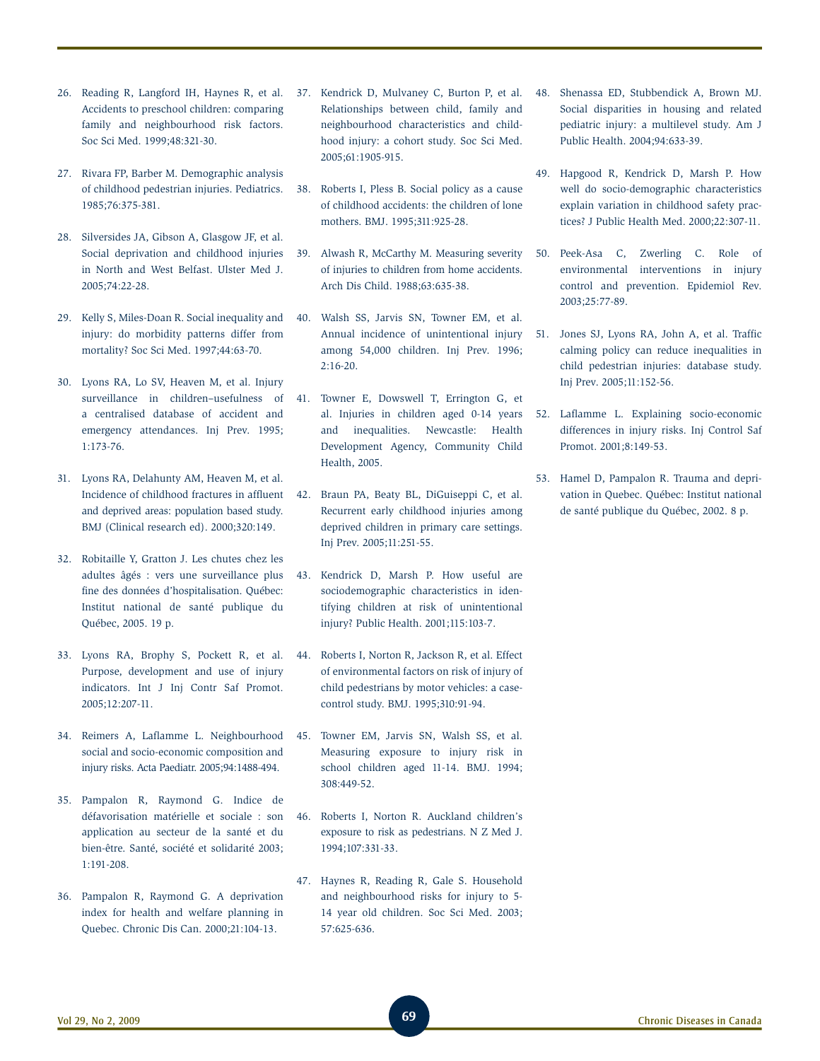26. Reading R, Langford IH, Haynes R, et al. Accidents to preschool children: comparing family and neighbourhood risk factors. Soc Sci Med. 1999;48:321-30.

27. Rivara FP, Barber M. Demographic analysis of childhood pedestrian injuries. Pediatrics. 1985;76:375-381.

28. Silversides JA, Gibson A, Glasgow JF, et al. Social deprivation and childhood injuries in North and West Belfast. Ulster Med J. 2005;74:22-28.

29. Kelly S, Miles-Doan R. Social inequality and injury: do morbidity patterns differ from mortality? Soc Sci Med. 1997;44:63-70.

30. Lyons RA, Lo SV, Heaven M, et al. Injury surveillance in children–usefulness of a centralised database of accident and emergency attendances. Inj Prev. 1995; 1:173-76.

31. Lyons RA, Delahunty AM, Heaven M, et al. Incidence of childhood fractures in affluent and deprived areas: population based study. BMJ (Clinical research ed). 2000;320:149.

32. Robitaille Y, Gratton J. Les chutes chez les adultes âgés : vers une surveillance plus fine des données d'hospitalisation. Québec: Institut national de santé publique du Québec, 2005. 19 p.

33. Lyons RA, Brophy S, Pockett R, et al. Purpose, development and use of injury indicators. Int J Inj Contr Saf Promot. 2005;12:207-11.

34. Reimers A, Laflamme L. Neighbourhood social and socio-economic composition and injury risks. Acta Paediatr. 2005;94:1488-494.

35. Pampalon R, Raymond G. Indice de défavorisation matérielle et sociale : son application au secteur de la santé et du bien-être. Santé, société et solidarité 2003; 1:191-208.

36. Pampalon R, Raymond G. A deprivation index for health and welfare planning in Quebec. Chronic Dis Can. 2000;21:104-13.

37. Kendrick D, Mulvaney C, Burton P, et al. Relationships between child, family and neighbourhood characteristics and childhood injury: a cohort study. Soc Sci Med. 2005;61:1905-915.

38. Roberts I, Pless B. Social policy as a cause of childhood accidents: the children of lone mothers. BMJ. 1995;311:925-28.

39. Alwash R, McCarthy M. Measuring severity of injuries to children from home accidents. Arch Dis Child. 1988;63:635-38.

40. Walsh SS, Jarvis SN, Towner EM, et al. Annual incidence of unintentional injury among 54,000 children. Inj Prev. 1996; 2:16-20.

41. Towner E, Dowswell T, Errington G, et al. Injuries in children aged 0-14 years and inequalities. Newcastle: Health Development Agency, Community Child Health, 2005.

42. Braun PA, Beaty BL, DiGuiseppi C, et al. Recurrent early childhood injuries among deprived children in primary care settings. Inj Prev. 2005;11:251-55.

43. Kendrick D, Marsh P. How useful are sociodemographic characteristics in identifying children at risk of unintentional injury? Public Health. 2001;115:103-7.

44. Roberts I, Norton R, Jackson R, et al. Effect of environmental factors on risk of injury of child pedestrians by motor vehicles: a case-control study. BMJ. 1995;310:91-94.

45. Towner EM, Jarvis SN, Walsh SS, et al. Measuring exposure to injury risk in school children aged 11-14. BMJ. 1994; 308:449-52.

46. Roberts I, Norton R. Auckland children's exposure to risk as pedestrians. N Z Med J. 1994;107:331-33.

47. Haynes R, Reading R, Gale S. Household and neighbourhood risks for injury to 5-14 year old children. Soc Sci Med. 2003; 57:625-636.

48. Shenassa ED, Stubbendick A, Brown MJ. Social disparities in housing and related pediatric injury: a multilevel study. Am J Public Health. 2004;94:633-39.

49. Hapgood R, Kendrick D, Marsh P. How well do socio-demographic characteristics explain variation in childhood safety practices? J Public Health Med. 2000;22:307-11.

50. Peek-Asa C, Zwerling C. Role of environmental interventions in injury control and prevention. Epidemiol Rev. 2003;25:77-89.

51. Jones SJ, Lyons RA, John A, et al. Traffic calming policy can reduce inequalities in child pedestrian injuries: database study. Inj Prev. 2005;11:152-56.

52. Laflamme L. Explaining socio-economic differences in injury risks. Inj Control Saf Promot. 2001;8:149-53.

53. Hamel D, Pampalon R. Trauma and deprivation in Quebec. Québec: Institut national de santé publique du Québec, 2002. 8 p.